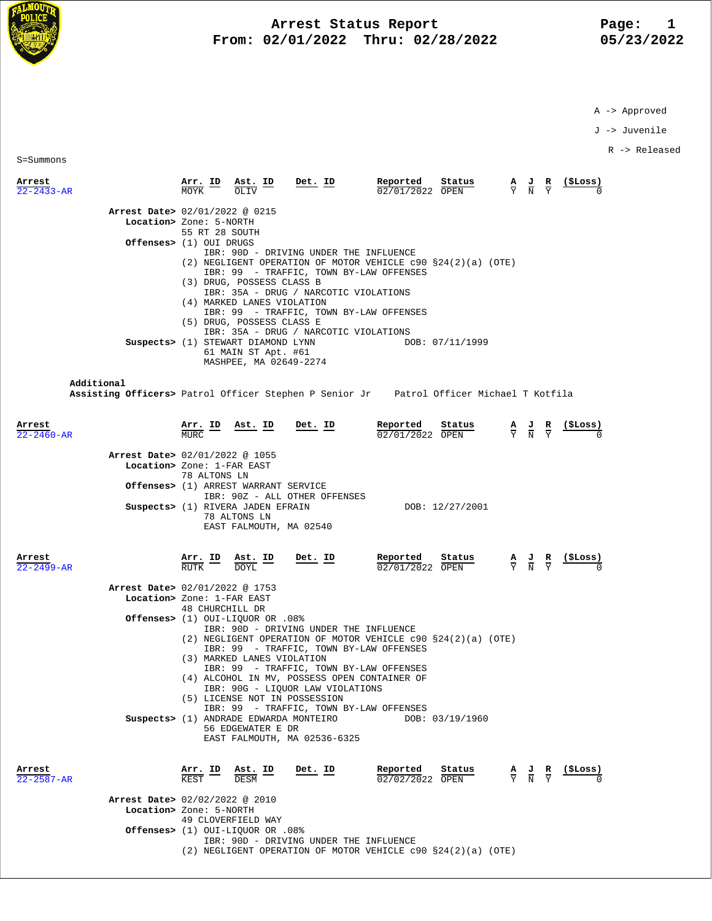# Arrest Status Report

**From: 02/01/2022 Thru: 02/28/2022**

05/23/2022

A -> Approved

J -> Juvenile

R -> Released

S=Summons

| Arrest | Arr. ID | Ast. ID | Det. ID | Reported | Status | A | J | R | ($Loss) |
|---|---|---|---|---|---|---|---|---|---|
| 22-2433-AR | MOYK | OLIV | | 02/01/2022 | OPEN | Y | N | Y | 0 |

**Arrest Date>** 02/01/2022 @ 0215

**Location>** Zone: 5-NORTH
55 RT 28 SOUTH

**Offenses>**
(1) OUI DRUGS
IBR: 90D - DRIVING UNDER THE INFLUENCE
(2) NEGLIGENT OPERATION OF MOTOR VEHICLE c90 §24(2)(a) (OTE)
IBR: 99 - TRAFFIC, TOWN BY-LAW OFFENSES
(3) DRUG, POSSESS CLASS B
IBR: 35A - DRUG / NARCOTIC VIOLATIONS
(4) MARKED LANES VIOLATION
IBR: 99 - TRAFFIC, TOWN BY-LAW OFFENSES
(5) DRUG, POSSESS CLASS E
IBR: 35A - DRUG / NARCOTIC VIOLATIONS

**Suspects>** (1) STEWART DIAMOND LYNN DOB: 07/11/1999
61 MAIN ST Apt. #61
MASHPEE, MA 02649-2274

**Additional Assisting Officers>** Patrol Officer Stephen P Senior Jr    Patrol Officer Michael T Kotfila

| Arrest | Arr. ID | Ast. ID | Det. ID | Reported | Status | A | J | R | ($Loss) |
|---|---|---|---|---|---|---|---|---|---|
| 22-2460-AR | MURC | | | 02/01/2022 | OPEN | Y | N | Y | 0 |

**Arrest Date>** 02/01/2022 @ 1055

**Location>** Zone: 1-FAR EAST
78 ALTONS LN

**Offenses>**
(1) ARREST WARRANT SERVICE
IBR: 90Z - ALL OTHER OFFENSES

**Suspects>** (1) RIVERA JADEN EFRAIN DOB: 12/27/2001
78 ALTONS LN
EAST FALMOUTH, MA 02540

| Arrest | Arr. ID | Ast. ID | Det. ID | Reported | Status | A | J | R | ($Loss) |
|---|---|---|---|---|---|---|---|---|---|
| 22-2499-AR | RUTK | DOYL | | 02/01/2022 | OPEN | Y | N | Y | 0 |

**Arrest Date>** 02/01/2022 @ 1753

**Location>** Zone: 1-FAR EAST
48 CHURCHILL DR

**Offenses>**
(1) OUI-LIQUOR OR .08%
IBR: 90D - DRIVING UNDER THE INFLUENCE
(2) NEGLIGENT OPERATION OF MOTOR VEHICLE c90 §24(2)(a) (OTE)
IBR: 99 - TRAFFIC, TOWN BY-LAW OFFENSES
(3) MARKED LANES VIOLATION
IBR: 99 - TRAFFIC, TOWN BY-LAW OFFENSES
(4) ALCOHOL IN MV, POSSESS OPEN CONTAINER OF
IBR: 90G - LIQUOR LAW VIOLATIONS
(5) LICENSE NOT IN POSSESSION
IBR: 99 - TRAFFIC, TOWN BY-LAW OFFENSES

**Suspects>** (1) ANDRADE EDWARDA MONTEIRO DOB: 03/19/1960
56 EDGEWATER E DR
EAST FALMOUTH, MA 02536-6325

| Arrest | Arr. ID | Ast. ID | Det. ID | Reported | Status | A | J | R | ($Loss) |
|---|---|---|---|---|---|---|---|---|---|
| 22-2587-AR | KEST | DESM | | 02/02/2022 | OPEN | Y | N | Y | 0 |

**Arrest Date>** 02/02/2022 @ 2010

**Location>** Zone: 5-NORTH
49 CLOVERFIELD WAY

**Offenses>**
(1) OUI-LIQUOR OR .08%
IBR: 90D - DRIVING UNDER THE INFLUENCE
(2) NEGLIGENT OPERATION OF MOTOR VEHICLE c90 §24(2)(a) (OTE)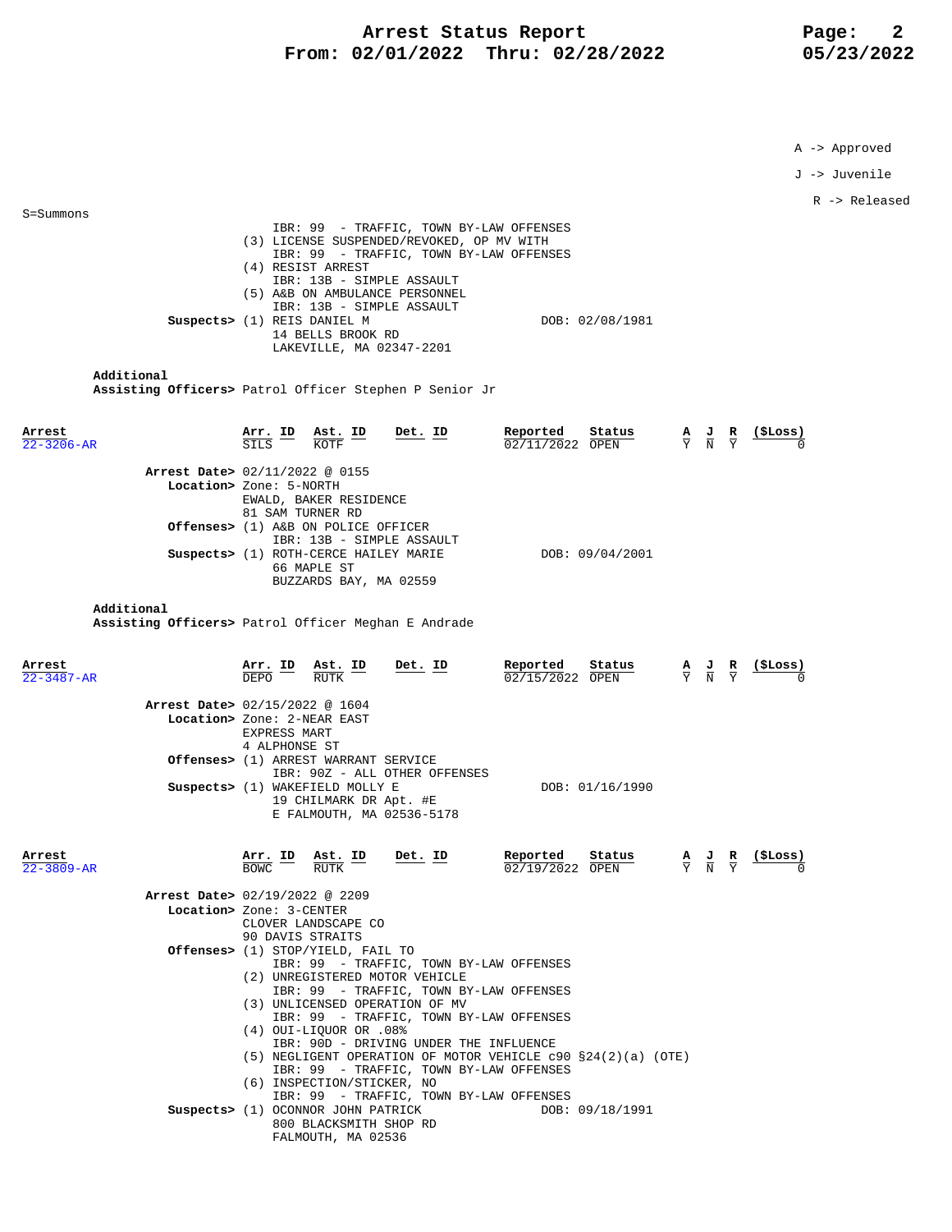A -> Approved

J -> Juvenile

R -> Released

S=Summons

IBR: 99 - TRAFFIC, TOWN BY-LAW OFFENSES
(3) LICENSE SUSPENDED/REVOKED, OP MV WITH
IBR: 99 - TRAFFIC, TOWN BY-LAW OFFENSES
(4) RESIST ARREST
IBR: 13B - SIMPLE ASSAULT
(5) A&B ON AMBULANCE PERSONNEL
IBR: 13B - SIMPLE ASSAULT

**Suspects>** (1) REIS DANIEL M — DOB: 02/08/1981
14 BELLS BROOK RD
LAKEVILLE, MA 02347-2201

**Additional Assisting Officers>** Patrol Officer Stephen P Senior Jr

| Arrest | Arr. ID | Ast. ID | Det. ID | Reported | Status | A | J | R | ($Loss) |
|---|---|---|---|---|---|---|---|---|---|
| 22-3206-AR | SILS | KOTF | | 02/11/2022 | OPEN | Y | N | Y | 0 |

**Arrest Date>** 02/11/2022 @ 0155
**Location>** Zone: 5-NORTH
EWALD, BAKER RESIDENCE
81 SAM TURNER RD
**Offenses>** (1) A&B ON POLICE OFFICER
IBR: 13B - SIMPLE ASSAULT
**Suspects>** (1) ROTH-CERCE HAILEY MARIE — DOB: 09/04/2001
66 MAPLE ST
BUZZARDS BAY, MA 02559

**Additional Assisting Officers>** Patrol Officer Meghan E Andrade

| Arrest | Arr. ID | Ast. ID | Det. ID | Reported | Status | A | J | R | ($Loss) |
|---|---|---|---|---|---|---|---|---|---|
| 22-3487-AR | DEPO | RUTK | | 02/15/2022 | OPEN | Y | N | Y | 0 |

**Arrest Date>** 02/15/2022 @ 1604
**Location>** Zone: 2-NEAR EAST
EXPRESS MART
4 ALPHONSE ST
**Offenses>** (1) ARREST WARRANT SERVICE
IBR: 90Z - ALL OTHER OFFENSES
**Suspects>** (1) WAKEFIELD MOLLY E — DOB: 01/16/1990
19 CHILMARK DR Apt. #E
E FALMOUTH, MA 02536-5178

| Arrest | Arr. ID | Ast. ID | Det. ID | Reported | Status | A | J | R | ($Loss) |
|---|---|---|---|---|---|---|---|---|---|
| 22-3809-AR | BOWC | RUTK | | 02/19/2022 | OPEN | Y | N | Y | 0 |

**Arrest Date>** 02/19/2022 @ 2209
**Location>** Zone: 3-CENTER
CLOVER LANDSCAPE CO
90 DAVIS STRAITS
**Offenses>** (1) STOP/YIELD, FAIL TO
IBR: 99 - TRAFFIC, TOWN BY-LAW OFFENSES
(2) UNREGISTERED MOTOR VEHICLE
IBR: 99 - TRAFFIC, TOWN BY-LAW OFFENSES
(3) UNLICENSED OPERATION OF MV
IBR: 99 - TRAFFIC, TOWN BY-LAW OFFENSES
(4) OUI-LIQUOR OR .08%
IBR: 90D - DRIVING UNDER THE INFLUENCE
(5) NEGLIGENT OPERATION OF MOTOR VEHICLE c90 §24(2)(a) (OTE)
IBR: 99 - TRAFFIC, TOWN BY-LAW OFFENSES
(6) INSPECTION/STICKER, NO
IBR: 99 - TRAFFIC, TOWN BY-LAW OFFENSES
**Suspects>** (1) OCONNOR JOHN PATRICK — DOB: 09/18/1991
800 BLACKSMITH SHOP RD
FALMOUTH, MA 02536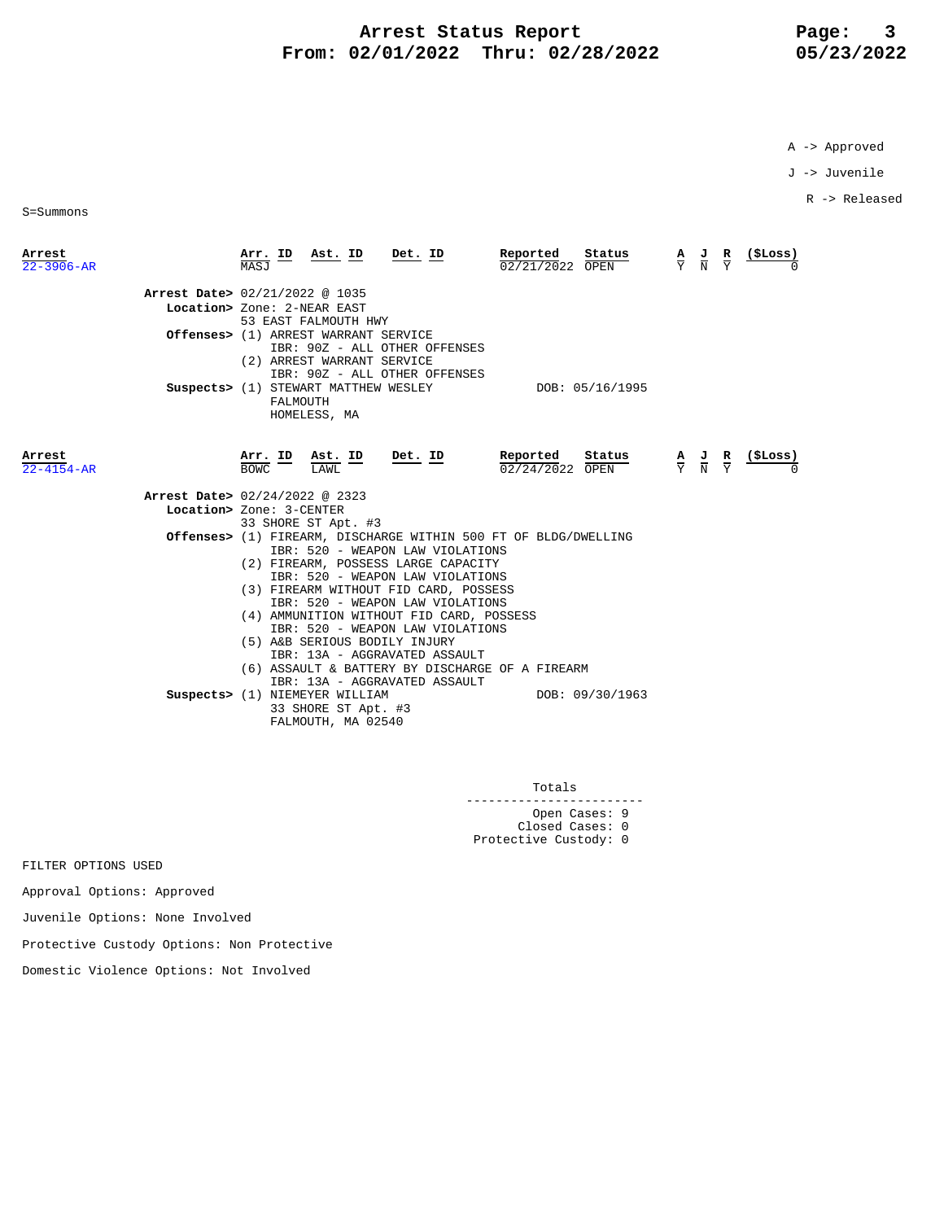# Arrest Status Report

## From: 02/01/2022 Thru: 02/28/2022

A -> Approved

J -> Juvenile

R -> Released

S=Summons

| Arrest | Arr. ID | Ast. ID | Det. ID | Reported | Status | A | J | R | ($Loss) |
|---|---|---|---|---|---|---|---|---|---|
| 22-3906-AR | MASJ | | | 02/21/2022 | OPEN | Y | N | Y | 0 |

**Arrest Date>** 02/21/2022 @ 1035

**Location>** Zone: 2-NEAR EAST
53 EAST FALMOUTH HWY

**Offenses>**
(1) ARREST WARRANT SERVICE
IBR: 90Z - ALL OTHER OFFENSES
(2) ARREST WARRANT SERVICE
IBR: 90Z - ALL OTHER OFFENSES

**Suspects>** (1) STEWART MATTHEW WESLEY DOB: 05/16/1995
FALMOUTH
HOMELESS, MA

| Arrest | Arr. ID | Ast. ID | Det. ID | Reported | Status | A | J | R | ($Loss) |
|---|---|---|---|---|---|---|---|---|---|
| 22-4154-AR | BOWC | LAWL | | 02/24/2022 | OPEN | Y | N | Y | 0 |

**Arrest Date>** 02/24/2022 @ 2323

**Location>** Zone: 3-CENTER
33 SHORE ST Apt. #3

**Offenses>**
(1) FIREARM, DISCHARGE WITHIN 500 FT OF BLDG/DWELLING
IBR: 520 - WEAPON LAW VIOLATIONS
(2) FIREARM, POSSESS LARGE CAPACITY
IBR: 520 - WEAPON LAW VIOLATIONS
(3) FIREARM WITHOUT FID CARD, POSSESS
IBR: 520 - WEAPON LAW VIOLATIONS
(4) AMMUNITION WITHOUT FID CARD, POSSESS
IBR: 520 - WEAPON LAW VIOLATIONS
(5) A&B SERIOUS BODILY INJURY
IBR: 13A - AGGRAVATED ASSAULT
(6) ASSAULT & BATTERY BY DISCHARGE OF A FIREARM
IBR: 13A - AGGRAVATED ASSAULT

**Suspects>** (1) NIEMEYER WILLIAM DOB: 09/30/1963
33 SHORE ST Apt. #3
FALMOUTH, MA 02540

**Totals**

Open Cases: 9
Closed Cases: 0
Protective Custody: 0

FILTER OPTIONS USED

Approval Options: Approved

Juvenile Options: None Involved

Protective Custody Options: Non Protective

Domestic Violence Options: Not Involved